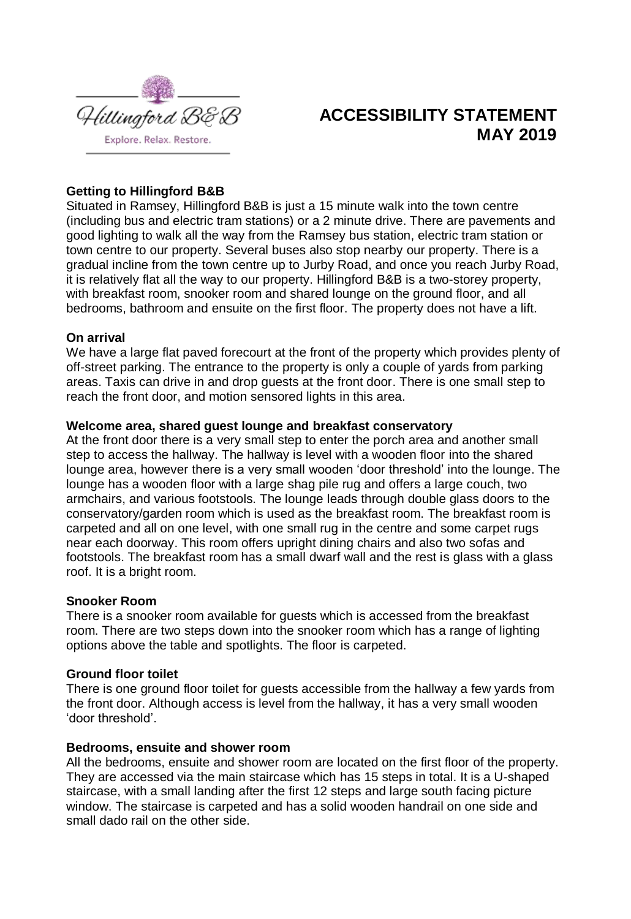Hillingford B&B

Explore. Relax. Restore.

# ACCESSIBILITY STATEMENT MAY 2019

**Getting to Hillingford B&B**

Situated in Ramsey, Hillingford B&B is just a 15 minute walk into the town centre (including bus and electric tram stations) or a 2 minute drive. There are pavements and good lighting to walk all the way from the Ramsey bus station, electric tram station or town centre to our property. Several buses also stop nearby our property. There is a gradual incline from the town centre up to Jurby Road, and once you reach Jurby Road, it is relatively flat all the way to our property. Hillingford B&B is a two-storey property, with breakfast room, snooker room and shared lounge on the ground floor, and all bedrooms, bathroom and ensuite on the first floor. The property does not have a lift.

**On arrival**

We have a large flat paved forecourt at the front of the property which provides plenty of off-street parking. The entrance to the property is only a couple of yards from parking areas. Taxis can drive in and drop guests at the front door. There is one small step to reach the front door, and motion sensored lights in this area.

**Welcome area, shared guest lounge and breakfast conservatory**

At the front door there is a very small step to enter the porch area and another small step to access the hallway. The hallway is level with a wooden floor into the shared lounge area, however there is a very small wooden 'door threshold' into the lounge. The lounge has a wooden floor with a large shag pile rug and offers a large couch, two armchairs, and various footstools. The lounge leads through double glass doors to the conservatory/garden room which is used as the breakfast room. The breakfast room is carpeted and all on one level, with one small rug in the centre and some carpet rugs near each doorway. This room offers upright dining chairs and also two sofas and footstools. The breakfast room has a small dwarf wall and the rest is glass with a glass roof. It is a bright room.

**Snooker Room**

There is a snooker room available for guests which is accessed from the breakfast room. There are two steps down into the snooker room which has a range of lighting options above the table and spotlights. The floor is carpeted.

**Ground floor toilet**

There is one ground floor toilet for guests accessible from the hallway a few yards from the front door. Although access is level from the hallway, it has a very small wooden 'door threshold'.

**Bedrooms, ensuite and shower room**

All the bedrooms, ensuite and shower room are located on the first floor of the property. They are accessed via the main staircase which has 15 steps in total. It is a U-shaped staircase, with a small landing after the first 12 steps and large south facing picture window. The staircase is carpeted and has a solid wooden handrail on one side and small dado rail on the other side.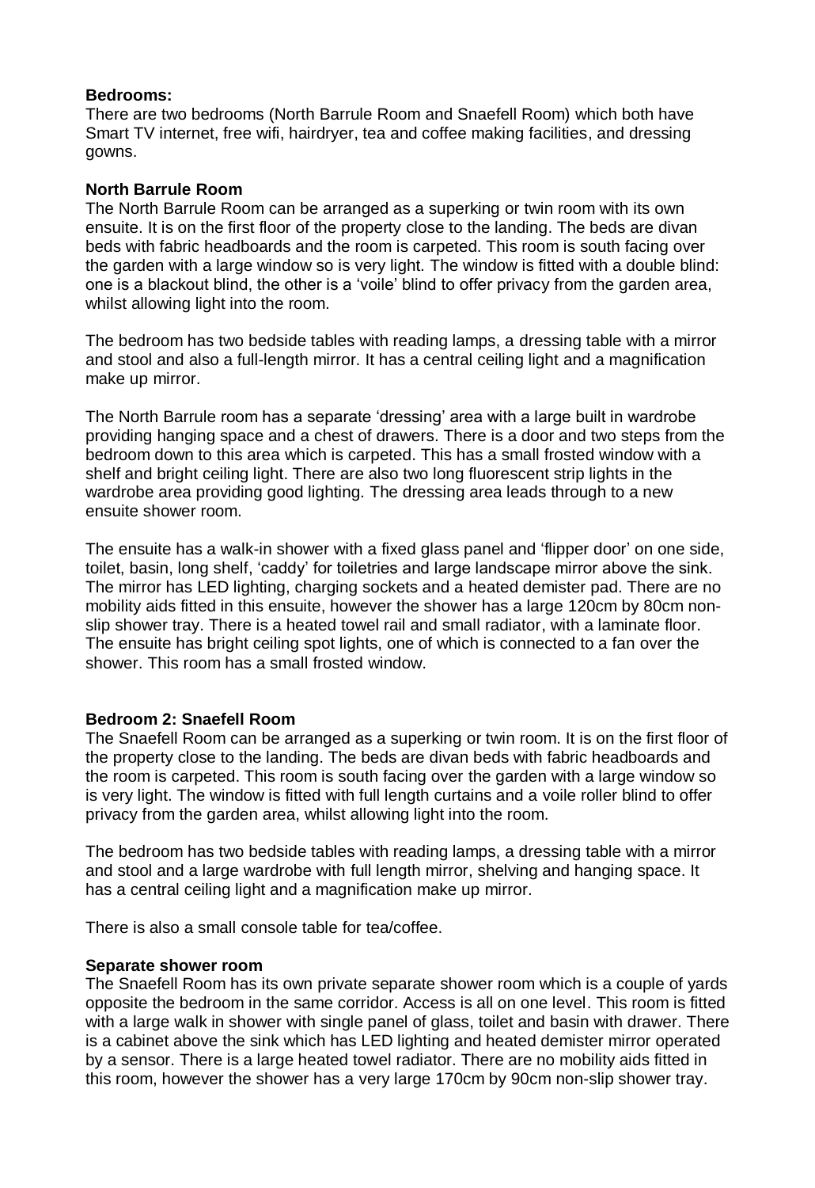**Bedrooms:**
There are two bedrooms (North Barrule Room and Snaefell Room) which both have Smart TV internet, free wifi, hairdryer, tea and coffee making facilities, and dressing gowns.

**North Barrule Room**
The North Barrule Room can be arranged as a superking or twin room with its own ensuite. It is on the first floor of the property close to the landing. The beds are divan beds with fabric headboards and the room is carpeted. This room is south facing over the garden with a large window so is very light. The window is fitted with a double blind: one is a blackout blind, the other is a 'voile' blind to offer privacy from the garden area, whilst allowing light into the room.

The bedroom has two bedside tables with reading lamps, a dressing table with a mirror and stool and also a full-length mirror. It has a central ceiling light and a magnification make up mirror.

The North Barrule room has a separate 'dressing' area with a large built in wardrobe providing hanging space and a chest of drawers. There is a door and two steps from the bedroom down to this area which is carpeted. This has a small frosted window with a shelf and bright ceiling light. There are also two long fluorescent strip lights in the wardrobe area providing good lighting. The dressing area leads through to a new ensuite shower room.

The ensuite has a walk-in shower with a fixed glass panel and 'flipper door' on one side, toilet, basin, long shelf, 'caddy' for toiletries and large landscape mirror above the sink. The mirror has LED lighting, charging sockets and a heated demister pad. There are no mobility aids fitted in this ensuite, however the shower has a large 120cm by 80cm non-slip shower tray. There is a heated towel rail and small radiator, with a laminate floor. The ensuite has bright ceiling spot lights, one of which is connected to a fan over the shower. This room has a small frosted window.

**Bedroom 2: Snaefell Room**
The Snaefell Room can be arranged as a superking or twin room. It is on the first floor of the property close to the landing. The beds are divan beds with fabric headboards and the room is carpeted. This room is south facing over the garden with a large window so is very light. The window is fitted with full length curtains and a voile roller blind to offer privacy from the garden area, whilst allowing light into the room.

The bedroom has two bedside tables with reading lamps, a dressing table with a mirror and stool and a large wardrobe with full length mirror, shelving and hanging space. It has a central ceiling light and a magnification make up mirror.

There is also a small console table for tea/coffee.

**Separate shower room**
The Snaefell Room has its own private separate shower room which is a couple of yards opposite the bedroom in the same corridor. Access is all on one level. This room is fitted with a large walk in shower with single panel of glass, toilet and basin with drawer. There is a cabinet above the sink which has LED lighting and heated demister mirror operated by a sensor. There is a large heated towel radiator. There are no mobility aids fitted in this room, however the shower has a very large 170cm by 90cm non-slip shower tray.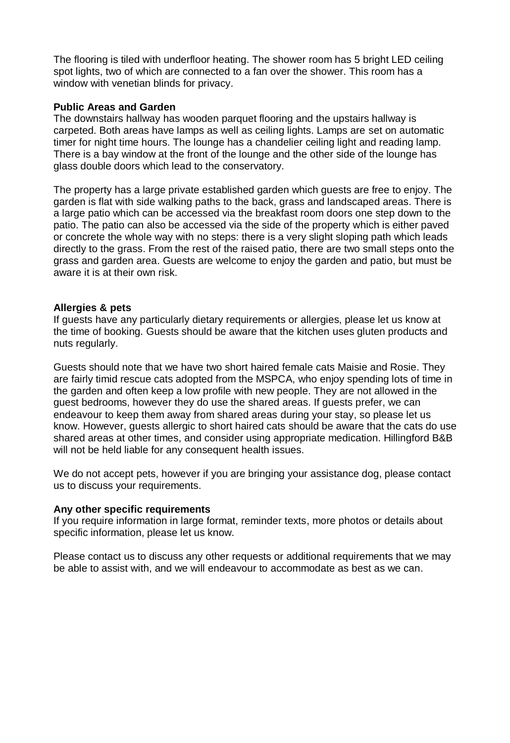The flooring is tiled with underfloor heating. The shower room has 5 bright LED ceiling spot lights, two of which are connected to a fan over the shower. This room has a window with venetian blinds for privacy.

**Public Areas and Garden**

The downstairs hallway has wooden parquet flooring and the upstairs hallway is carpeted. Both areas have lamps as well as ceiling lights. Lamps are set on automatic timer for night time hours. The lounge has a chandelier ceiling light and reading lamp. There is a bay window at the front of the lounge and the other side of the lounge has glass double doors which lead to the conservatory.

The property has a large private established garden which guests are free to enjoy. The garden is flat with side walking paths to the back, grass and landscaped areas. There is a large patio which can be accessed via the breakfast room doors one step down to the patio. The patio can also be accessed via the side of the property which is either paved or concrete the whole way with no steps: there is a very slight sloping path which leads directly to the grass. From the rest of the raised patio, there are two small steps onto the grass and garden area. Guests are welcome to enjoy the garden and patio, but must be aware it is at their own risk.

**Allergies & pets**

If guests have any particularly dietary requirements or allergies, please let us know at the time of booking. Guests should be aware that the kitchen uses gluten products and nuts regularly.

Guests should note that we have two short haired female cats Maisie and Rosie. They are fairly timid rescue cats adopted from the MSPCA, who enjoy spending lots of time in the garden and often keep a low profile with new people. They are not allowed in the guest bedrooms, however they do use the shared areas. If guests prefer, we can endeavour to keep them away from shared areas during your stay, so please let us know. However, guests allergic to short haired cats should be aware that the cats do use shared areas at other times, and consider using appropriate medication. Hillingford B&B will not be held liable for any consequent health issues.

We do not accept pets, however if you are bringing your assistance dog, please contact us to discuss your requirements.

**Any other specific requirements**

If you require information in large format, reminder texts, more photos or details about specific information, please let us know.

Please contact us to discuss any other requests or additional requirements that we may be able to assist with, and we will endeavour to accommodate as best as we can.